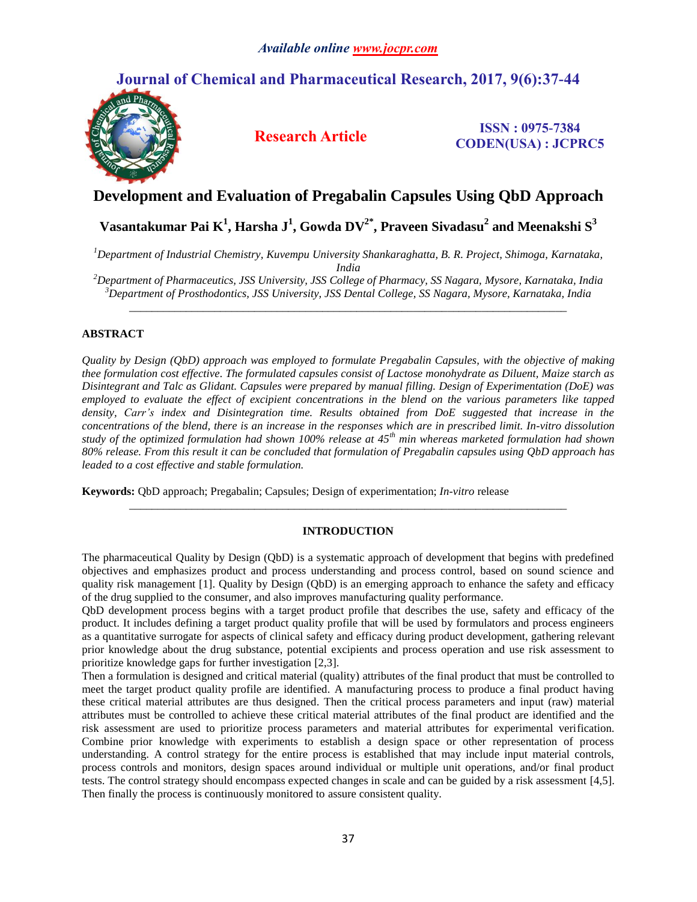# Development and Evaluation of Pregabalin Capsules Using QbD Approach

**Vasantakumar Pai K[1], Harsha J[1], Gowda DV[2*], Praveen Sivadasu[2] and Meenakshi S[3]**

*[1]Department of Industrial Chemistry, Kuvempu University Shankaraghatta, B. R. Project, Shimoga, Karnataka, India*

*[2]Department of Pharmaceutics, JSS University, JSS College of Pharmacy, SS Nagara, Mysore, Karnataka, India*

*[3]Department of Prosthodontics, JSS University, JSS Dental College, SS Nagara, Mysore, Karnataka, India*

---

## ABSTRACT

*Quality by Design (QbD) approach was employed to formulate Pregabalin Capsules, with the objective of making thee formulation cost effective. The formulated capsules consist of Lactose monohydrate as Diluent, Maize starch as Disintegrant and Talc as Glidant. Capsules were prepared by manual filling. Design of Experimentation (DoE) was employed to evaluate the effect of excipient concentrations in the blend on the various parameters like tapped density, Carr's index and Disintegration time. Results obtained from DoE suggested that increase in the concentrations of the blend, there is an increase in the responses which are in prescribed limit. In-vitro dissolution study of the optimized formulation had shown 100% release at 45th min whereas marketed formulation had shown 80% release. From this result it can be concluded that formulation of Pregabalin capsules using QbD approach has leaded to a cost effective and stable formulation.*

**Keywords:** QbD approach; Pregabalin; Capsules; Design of experimentation; *In-vitro* release

---

## INTRODUCTION

The pharmaceutical Quality by Design (QbD) is a systematic approach of development that begins with predefined objectives and emphasizes product and process understanding and process control, based on sound science and quality risk management [1]. Quality by Design (QbD) is an emerging approach to enhance the safety and efficacy of the drug supplied to the consumer, and also improves manufacturing quality performance.

QbD development process begins with a target product profile that describes the use, safety and efficacy of the product. It includes defining a target product quality profile that will be used by formulators and process engineers as a quantitative surrogate for aspects of clinical safety and efficacy during product development, gathering relevant prior knowledge about the drug substance, potential excipients and process operation and use risk assessment to prioritize knowledge gaps for further investigation [2,3].

Then a formulation is designed and critical material (quality) attributes of the final product that must be controlled to meet the target product quality profile are identified. A manufacturing process to produce a final product having these critical material attributes are thus designed. Then the critical process parameters and input (raw) material attributes must be controlled to achieve these critical material attributes of the final product are identified and the risk assessment are used to prioritize process parameters and material attributes for experimental verification. Combine prior knowledge with experiments to establish a design space or other representation of process understanding. A control strategy for the entire process is established that may include input material controls, process controls and monitors, design spaces around individual or multiple unit operations, and/or final product tests. The control strategy should encompass expected changes in scale and can be guided by a risk assessment [4,5]. Then finally the process is continuously monitored to assure consistent quality.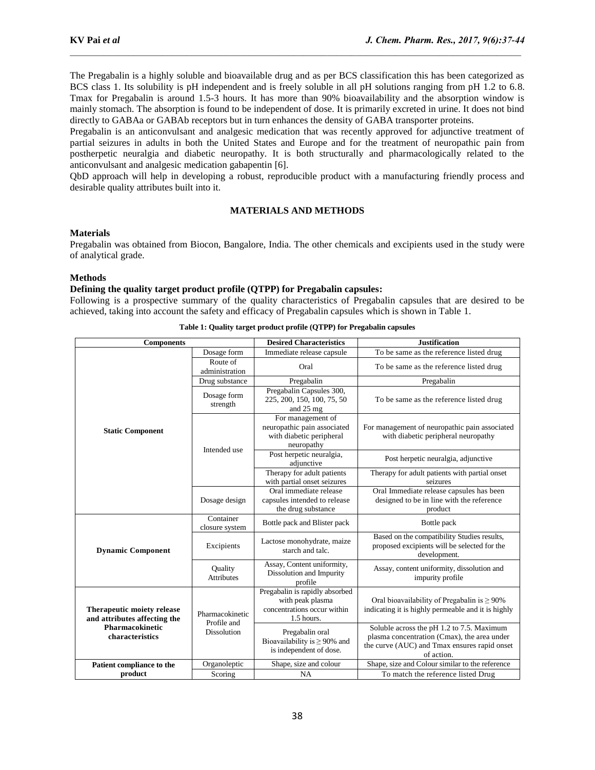The Pregabalin is a highly soluble and bioavailable drug and as per BCS classification this has been categorized as BCS class 1. Its solubility is pH independent and is freely soluble in all pH solutions ranging from pH 1.2 to 6.8. Tmax for Pregabalin is around 1.5-3 hours. It has more than 90% bioavailability and the absorption window is mainly stomach. The absorption is found to be independent of dose. It is primarily excreted in urine. It does not bind directly to GABAa or GABAb receptors but in turn enhances the density of GABA transporter proteins.

Pregabalin is an anticonvulsant and analgesic medication that was recently approved for adjunctive treatment of partial seizures in adults in both the United States and Europe and for the treatment of neuropathic pain from postherpetic neuralgia and diabetic neuropathy. It is both structurally and pharmacologically related to the anticonvulsant and analgesic medication gabapentin [6].

QbD approach will help in developing a robust, reproducible product with a manufacturing friendly process and desirable quality attributes built into it.

## MATERIALS AND METHODS

### Materials

Pregabalin was obtained from Biocon, Bangalore, India. The other chemicals and excipients used in the study were of analytical grade.

### Methods

**Defining the quality target product profile (QTPP) for Pregabalin capsules:**

Following is a prospective summary of the quality characteristics of Pregabalin capsules that are desired to be achieved, taking into account the safety and efficacy of Pregabalin capsules which is shown in Table 1.

**Table 1: Quality target product profile (QTPP) for Pregabalin capsules**

| Components | | Desired Characteristics | Justification |
|---|---|---|---|
| **Static Component** | Dosage form | Immediate release capsule | To be same as the reference listed drug |
| | Route of administration | Oral | To be same as the reference listed drug |
| | Drug substance | Pregabalin | Pregabalin |
| | Dosage form strength | Pregabalin Capsules 300, 225, 200, 150, 100, 75, 50 and 25 mg | To be same as the reference listed drug |
| | Intended use | For management of neuropathic pain associated with diabetic peripheral neuropathy | For management of neuropathic pain associated with diabetic peripheral neuropathy |
| | | Post herpetic neuralgia, adjunctive | Post herpetic neuralgia, adjunctive |
| | | Therapy for adult patients with partial onset seizures | Therapy for adult patients with partial onset seizures |
| | Dosage design | Oral immediate release capsules intended to release the drug substance | Oral Immediate release capsules has been designed to be in line with the reference product |
| **Dynamic Component** | Container closure system | Bottle pack and Blister pack | Bottle pack |
| | Excipients | Lactose monohydrate, maize starch and talc. | Based on the compatibility Studies results, proposed excipients will be selected for the development. |
| | Quality Attributes | Assay, Content uniformity, Dissolution and Impurity profile | Assay, content uniformity, dissolution and impurity profile |
| **Therapeutic moiety release and attributes affecting the Pharmacokinetic characteristics** | Pharmacokinetic Profile and Dissolution | Pregabalin is rapidly absorbed with peak plasma concentrations occur within 1.5 hours. | Oral bioavailability of Pregabalin is ≥ 90% indicating it is highly permeable and it is highly |
| | | Pregabalin oral Bioavailability is ≥ 90% and is independent of dose. | Soluble across the pH 1.2 to 7.5. Maximum plasma concentration (Cmax), the area under the curve (AUC) and Tmax ensures rapid onset of action. |
| **Patient compliance to the product** | Organoleptic | Shape, size and colour | Shape, size and Colour similar to the reference |
| | Scoring | NA | To match the reference listed Drug |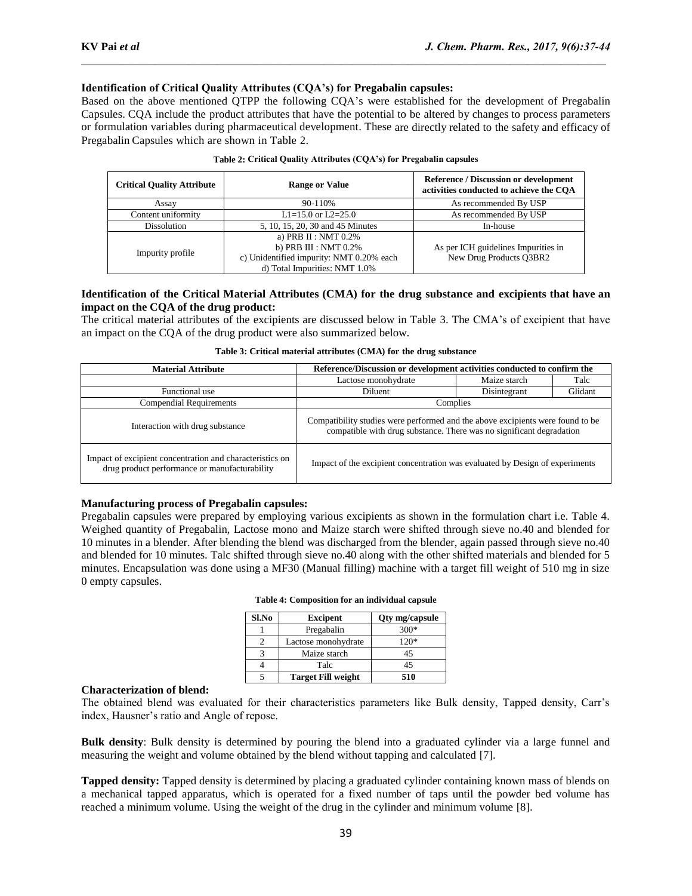**Identification of Critical Quality Attributes (CQA's) for Pregabalin capsules:**

Based on the above mentioned QTPP the following CQA's were established for the development of Pregabalin Capsules. CQA include the product attributes that have the potential to be altered by changes to process parameters or formulation variables during pharmaceutical development. These are directly related to the safety and efficacy of Pregabalin Capsules which are shown in Table 2.

**Table 2: Critical Quality Attributes (CQA's) for Pregabalin capsules**

| Critical Quality Attribute | Range or Value | Reference / Discussion or development activities conducted to achieve the CQA |
|---|---|---|
| Assay | 90-110% | As recommended By USP |
| Content uniformity | L1=15.0 or L2=25.0 | As recommended By USP |
| Dissolution | 5, 10, 15, 20, 30 and 45 Minutes | In-house |
| Impurity profile | a) PRB II : NMT 0.2%<br>b) PRB III : NMT 0.2%<br>c) Unidentified impurity: NMT 0.20% each<br>d) Total Impurities: NMT 1.0% | As per ICH guidelines Impurities in New Drug Products Q3BR2 |

**Identification of the Critical Material Attributes (CMA) for the drug substance and excipients that have an impact on the CQA of the drug product:**

The critical material attributes of the excipients are discussed below in Table 3. The CMA's of excipient that have an impact on the CQA of the drug product were also summarized below.

**Table 3: Critical material attributes (CMA) for the drug substance**

| Material Attribute | Reference/Discussion or development activities conducted to confirm the | | |
|---|---|---|---|
| | Lactose monohydrate | Maize starch | Talc |
| Functional use | Diluent | Disintegrant | Glidant |
| Compendial Requirements | Complies | | |
| Interaction with drug substance | Compatibility studies were performed and the above excipients were found to be compatible with drug substance. There was no significant degradation | | |
| Impact of excipient concentration and characteristics on drug product performance or manufacturability | Impact of the excipient concentration was evaluated by Design of experiments | | |

**Manufacturing process of Pregabalin capsules:**

Pregabalin capsules were prepared by employing various excipients as shown in the formulation chart i.e. Table 4. Weighed quantity of Pregabalin, Lactose mono and Maize starch were shifted through sieve no.40 and blended for 10 minutes in a blender. After blending the blend was discharged from the blender, again passed through sieve no.40 and blended for 10 minutes. Talc shifted through sieve no.40 along with the other shifted materials and blended for 5 minutes. Encapsulation was done using a MF30 (Manual filling) machine with a target fill weight of 510 mg in size 0 empty capsules.

**Table 4: Composition for an individual capsule**

| Sl.No | Excipent | Qty mg/capsule |
|---|---|---|
| 1 | Pregabalin | 300* |
| 2 | Lactose monohydrate | 120* |
| 3 | Maize starch | 45 |
| 4 | Talc | 45 |
| 5 | **Target Fill weight** | **510** |

**Characterization of blend:**

The obtained blend was evaluated for their characteristics parameters like Bulk density, Tapped density, Carr's index, Hausner's ratio and Angle of repose.

**Bulk density**: Bulk density is determined by pouring the blend into a graduated cylinder via a large funnel and measuring the weight and volume obtained by the blend without tapping and calculated [7].

**Tapped density:** Tapped density is determined by placing a graduated cylinder containing known mass of blends on a mechanical tapped apparatus, which is operated for a fixed number of taps until the powder bed volume has reached a minimum volume. Using the weight of the drug in the cylinder and minimum volume [8].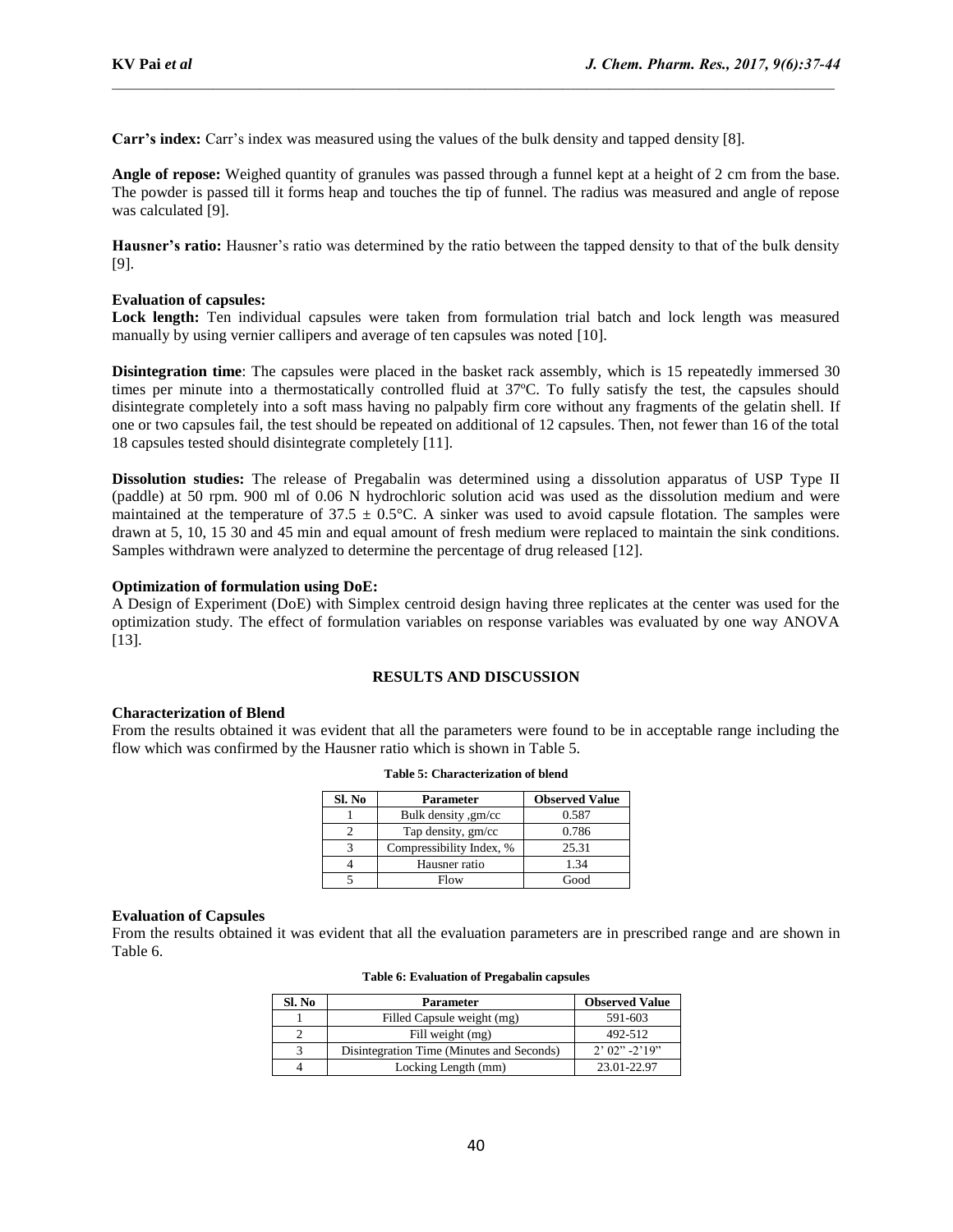**Carr's index:** Carr's index was measured using the values of the bulk density and tapped density [8].

**Angle of repose:** Weighed quantity of granules was passed through a funnel kept at a height of 2 cm from the base. The powder is passed till it forms heap and touches the tip of funnel. The radius was measured and angle of repose was calculated [9].

**Hausner's ratio:** Hausner's ratio was determined by the ratio between the tapped density to that of the bulk density [9].

**Evaluation of capsules:**

**Lock length:** Ten individual capsules were taken from formulation trial batch and lock length was measured manually by using vernier callipers and average of ten capsules was noted [10].

**Disintegration time**: The capsules were placed in the basket rack assembly, which is 15 repeatedly immersed 30 times per minute into a thermostatically controlled fluid at 37ºC. To fully satisfy the test, the capsules should disintegrate completely into a soft mass having no palpably firm core without any fragments of the gelatin shell. If one or two capsules fail, the test should be repeated on additional of 12 capsules. Then, not fewer than 16 of the total 18 capsules tested should disintegrate completely [11].

**Dissolution studies:** The release of Pregabalin was determined using a dissolution apparatus of USP Type II (paddle) at 50 rpm. 900 ml of 0.06 N hydrochloric solution acid was used as the dissolution medium and were maintained at the temperature of 37.5 ± 0.5°C. A sinker was used to avoid capsule flotation. The samples were drawn at 5, 10, 15 30 and 45 min and equal amount of fresh medium were replaced to maintain the sink conditions. Samples withdrawn were analyzed to determine the percentage of drug released [12].

**Optimization of formulation using DoE:**

A Design of Experiment (DoE) with Simplex centroid design having three replicates at the center was used for the optimization study. The effect of formulation variables on response variables was evaluated by one way ANOVA [13].

## RESULTS AND DISCUSSION

**Characterization of Blend**

From the results obtained it was evident that all the parameters were found to be in acceptable range including the flow which was confirmed by the Hausner ratio which is shown in Table 5.

**Table 5: Characterization of blend**

| Sl. No | Parameter | Observed Value |
|---|---|---|
| 1 | Bulk density ,gm/cc | 0.587 |
| 2 | Tap density, gm/cc | 0.786 |
| 3 | Compressibility Index, % | 25.31 |
| 4 | Hausner ratio | 1.34 |
| 5 | Flow | Good |

**Evaluation of Capsules**

From the results obtained it was evident that all the evaluation parameters are in prescribed range and are shown in Table 6.

**Table 6: Evaluation of Pregabalin capsules**

| Sl. No | Parameter | Observed Value |
|---|---|---|
| 1 | Filled Capsule weight (mg) | 591-603 |
| 2 | Fill weight (mg) | 492-512 |
| 3 | Disintegration Time (Minutes and Seconds) | 2' 02" -2'19" |
| 4 | Locking Length (mm) | 23.01-22.97 |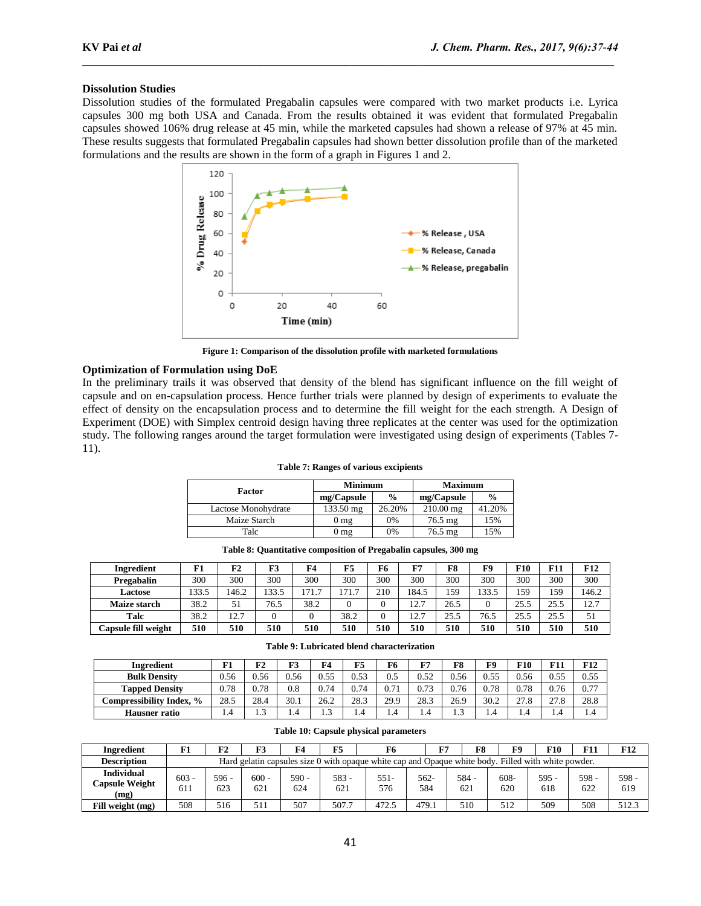### Dissolution Studies

Dissolution studies of the formulated Pregabalin capsules were compared with two market products i.e. Lyrica capsules 300 mg both USA and Canada. From the results obtained it was evident that formulated Pregabalin capsules showed 106% drug release at 45 min, while the marketed capsules had shown a release of 97% at 45 min. These results suggests that formulated Pregabalin capsules had shown better dissolution profile than of the marketed formulations and the results are shown in the form of a graph in Figures 1 and 2.

**Figure 1: Comparison of the dissolution profile with marketed formulations**

### Optimization of Formulation using DoE

In the preliminary trails it was observed that density of the blend has significant influence on the fill weight of capsule and on en-capsulation process. Hence further trials were planned by design of experiments to evaluate the effect of density on the encapsulation process and to determine the fill weight for the each strength. A Design of Experiment (DOE) with Simplex centroid design having three replicates at the center was used for the optimization study. The following ranges around the target formulation were investigated using design of experiments (Tables 7-11).

**Table 7: Ranges of various excipients**

| Factor | Minimum | | Maximum | |
|---|---|---|---|---|
| | mg/Capsule | % | mg/Capsule | % |
| Lactose Monohydrate | 133.50 mg | 26.20% | 210.00 mg | 41.20% |
| Maize Starch | 0 mg | 0% | 76.5 mg | 15% |
| Talc | 0 mg | 0% | 76.5 mg | 15% |

**Table 8: Quantitative composition of Pregabalin capsules, 300 mg**

| Ingredient | F1 | F2 | F3 | F4 | F5 | F6 | F7 | F8 | F9 | F10 | F11 | F12 |
|---|---|---|---|---|---|---|---|---|---|---|---|---|
| **Pregabalin** | 300 | 300 | 300 | 300 | 300 | 300 | 300 | 300 | 300 | 300 | 300 | 300 |
| **Lactose** | 133.5 | 146.2 | 133.5 | 171.7 | 171.7 | 210 | 184.5 | 159 | 133.5 | 159 | 159 | 146.2 |
| **Maize starch** | 38.2 | 51 | 76.5 | 38.2 | 0 | 0 | 12.7 | 26.5 | 0 | 25.5 | 25.5 | 12.7 |
| **Talc** | 38.2 | 12.7 | 0 | 0 | 38.2 | 0 | 12.7 | 25.5 | 76.5 | 25.5 | 25.5 | 51 |
| **Capsule fill weight** | **510** | **510** | **510** | **510** | **510** | **510** | **510** | **510** | **510** | **510** | **510** | **510** |

**Table 9: Lubricated blend characterization**

| Ingredient | F1 | F2 | F3 | F4 | F5 | F6 | F7 | F8 | F9 | F10 | F11 | F12 |
|---|---|---|---|---|---|---|---|---|---|---|---|---|
| **Bulk Density** | 0.56 | 0.56 | 0.56 | 0.55 | 0.53 | 0.5 | 0.52 | 0.56 | 0.55 | 0.56 | 0.55 | 0.55 |
| **Tapped Density** | 0.78 | 0.78 | 0.8 | 0.74 | 0.74 | 0.71 | 0.73 | 0.76 | 0.78 | 0.78 | 0.76 | 0.77 |
| **Compressibility Index, %** | 28.5 | 28.4 | 30.1 | 26.2 | 28.3 | 29.9 | 28.3 | 26.9 | 30.2 | 27.8 | 27.8 | 28.8 |
| **Hausner ratio** | 1.4 | 1.3 | 1.4 | 1.3 | 1.4 | 1.4 | 1.4 | 1.3 | 1.4 | 1.4 | 1.4 | 1.4 |

**Table 10: Capsule physical parameters**

| Ingredient | F1 | F2 | F3 | F4 | F5 | F6 | F7 | F8 | F9 | F10 | F11 | F12 |
|---|---|---|---|---|---|---|---|---|---|---|---|---|
| **Description** | Hard gelatin capsules size 0 with opaque white cap and Opaque white body. Filled with white powder. | | | | | | | | | | | |
| **Individual Capsule Weight (mg)** | 603 - 611 | 596 - 623 | 600 - 621 | 590 - 624 | 583 - 621 | 551- 576 | 562- 584 | 584 - 621 | 608- 620 | 595 - 618 | 598 - 622 | 598 - 619 |
| **Fill weight (mg)** | 508 | 516 | 511 | 507 | 507.7 | 472.5 | 479.1 | 510 | 512 | 509 | 508 | 512.3 |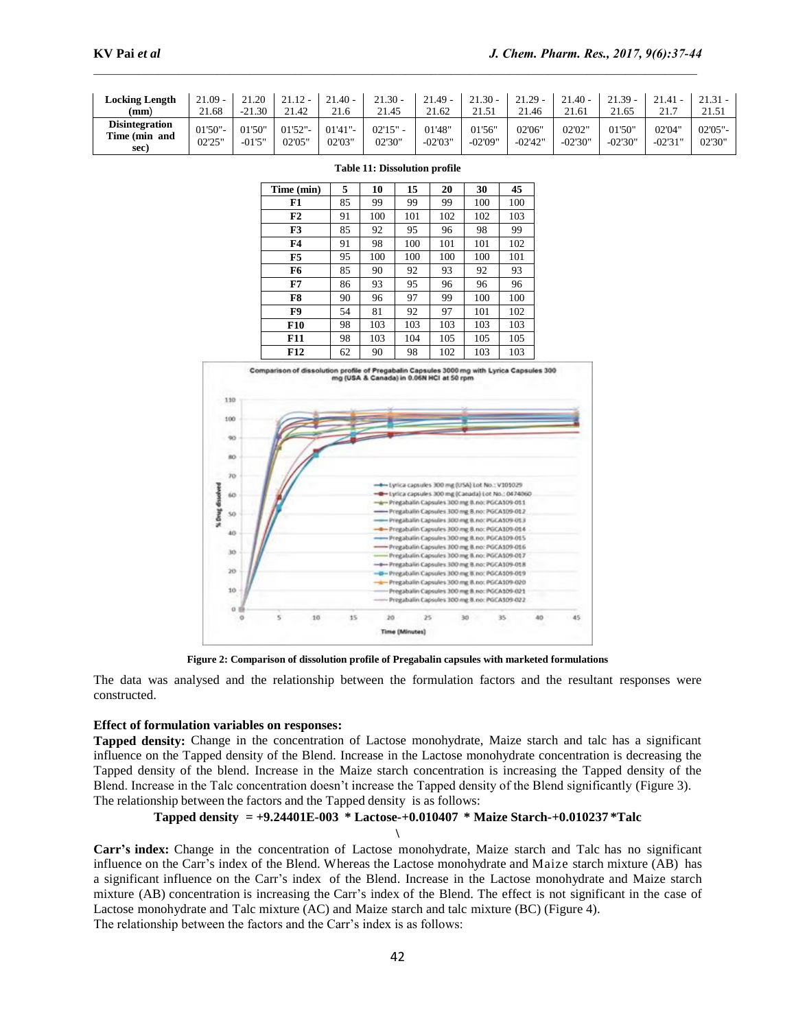| Locking Length (mm) | 21.09 - 21.68 | 21.20 -21.30 | 21.12 - 21.42 | 21.40 - 21.6 | 21.30 - 21.45 | 21.49 - 21.62 | 21.30 - 21.51 | 21.29 - 21.46 | 21.40 - 21.61 | 21.39 - 21.65 | 21.41 - 21.7 | 21.31 - 21.51 |
|---|---|---|---|---|---|---|---|---|---|---|---|---|
| Disintegration Time (min and sec) | 01'50"- 02'25" | 01'50" -01'5" | 01'52"- 02'05" | 01'41"- 02'03" | 02'15" - 02'30" | 01'48" -02'03" | 01'56" -02'09" | 02'06" -02'42" | 02'02" -02'30" | 01'50" -02'30" | 02'04" -02'31" | 02'05"- 02'30" |

**Table 11: Dissolution profile**

| Time (min) | 5 | 10 | 15 | 20 | 30 | 45 |
|---|---|---|---|---|---|---|
| F1 | 85 | 99 | 99 | 99 | 100 | 100 |
| F2 | 91 | 100 | 101 | 102 | 102 | 103 |
| F3 | 85 | 92 | 95 | 96 | 98 | 99 |
| F4 | 91 | 98 | 100 | 101 | 101 | 102 |
| F5 | 95 | 100 | 100 | 100 | 100 | 101 |
| F6 | 85 | 90 | 92 | 93 | 92 | 93 |
| F7 | 86 | 93 | 95 | 96 | 96 | 96 |
| F8 | 90 | 96 | 97 | 99 | 100 | 100 |
| F9 | 54 | 81 | 92 | 97 | 101 | 102 |
| F10 | 98 | 103 | 103 | 103 | 103 | 103 |
| F11 | 98 | 103 | 104 | 105 | 105 | 105 |
| F12 | 62 | 90 | 98 | 102 | 103 | 103 |

**Figure 2: Comparison of dissolution profile of Pregabalin capsules with marketed formulations**

The data was analysed and the relationship between the formulation factors and the resultant responses were constructed.

**Effect of formulation variables on responses:**

**Tapped density:** Change in the concentration of Lactose monohydrate, Maize starch and talc has a significant influence on the Tapped density of the Blend. Increase in the Lactose monohydrate concentration is decreasing the Tapped density of the blend. Increase in the Maize starch concentration is increasing the Tapped density of the Blend. Increase in the Talc concentration doesn't increase the Tapped density of the Blend significantly (Figure 3).
The relationship between the factors and the Tapped density is as follows:

**Tapped density = +9.24401E-003 * Lactose-+0.010407 * Maize Starch-+0.010237 *Talc**

\

**Carr's index:** Change in the concentration of Lactose monohydrate, Maize starch and Talc has no significant influence on the Carr's index of the Blend. Whereas the Lactose monohydrate and Maize starch mixture (AB) has a significant influence on the Carr's index of the Blend. Increase in the Lactose monohydrate and Maize starch mixture (AB) concentration is increasing the Carr's index of the Blend. The effect is not significant in the case of Lactose monohydrate and Talc mixture (AC) and Maize starch and talc mixture (BC) (Figure 4).
The relationship between the factors and the Carr's index is as follows: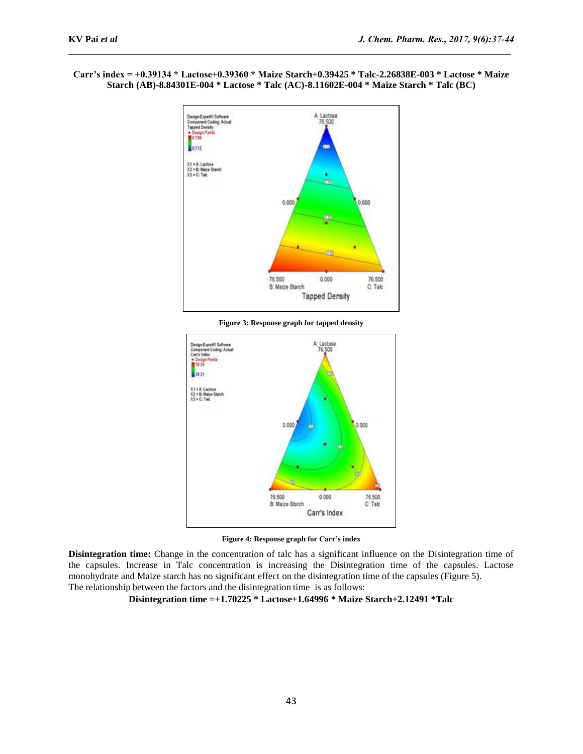**Carr's index = +0.39134 * Lactose+0.39360 * Maize Starch+0.39425 * Talc-2.26838E-003 * Lactose * Maize Starch (AB)-8.84301E-004 * Lactose * Talc (AC)-8.11602E-004 * Maize Starch * Talc (BC)**

**Figure 3: Response graph for tapped density**

**Figure 4: Response graph for Carr's index**

**Disintegration time:** Change in the concentration of talc has a significant influence on the Disintegration time of the capsules. Increase in Talc concentration is increasing the Disintegration time of the capsules. Lactose monohydrate and Maize starch has no significant effect on the disintegration time of the capsules (Figure 5).
The relationship between the factors and the disintegration time is as follows:

**Disintegration time =+1.70225 * Lactose+1.64996 * Maize Starch+2.12491 *Talc**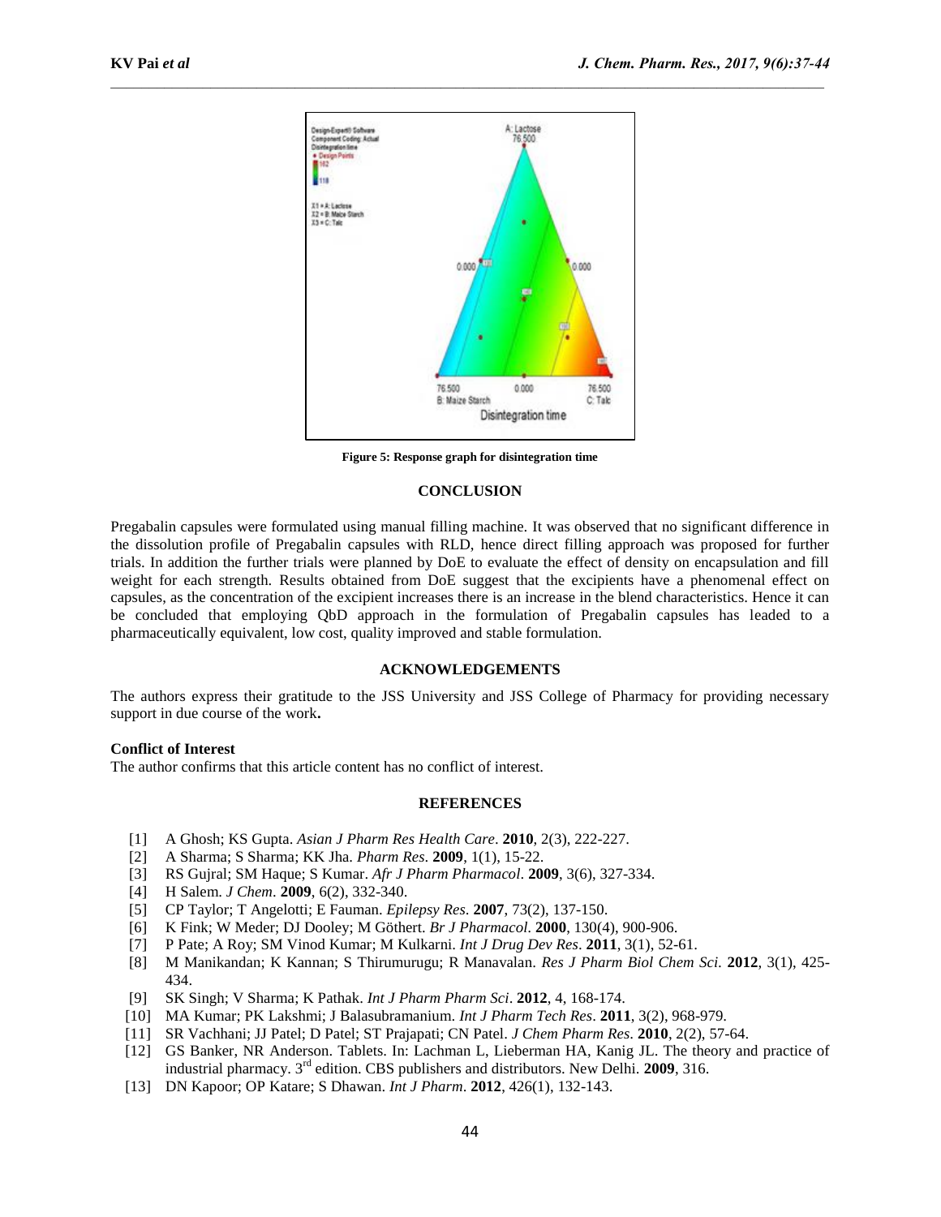Design-Expert® Software
Component Coding: Actual
Disintegration time
● Design Points
182
118

X1 = A: Lactose
X2 = B: Maize Starch
X3 = C: Talc

A: Lactose
76.500

0.000
0.000

76.500
B: Maize Starch
0.000
76.500
C: Talc

Disintegration time

**Figure 5: Response graph for disintegration time**

## CONCLUSION

Pregabalin capsules were formulated using manual filling machine. It was observed that no significant difference in the dissolution profile of Pregabalin capsules with RLD, hence direct filling approach was proposed for further trials. In addition the further trials were planned by DoE to evaluate the effect of density on encapsulation and fill weight for each strength. Results obtained from DoE suggest that the excipients have a phenomenal effect on capsules, as the concentration of the excipient increases there is an increase in the blend characteristics. Hence it can be concluded that employing QbD approach in the formulation of Pregabalin capsules has leaded to a pharmaceutically equivalent, low cost, quality improved and stable formulation.

## ACKNOWLEDGEMENTS

The authors express their gratitude to the JSS University and JSS College of Pharmacy for providing necessary support in due course of the work**.**

**Conflict of Interest**

The author confirms that this article content has no conflict of interest.

## REFERENCES

[1] A Ghosh; KS Gupta. *Asian J Pharm Res Health Care*. **2010**, 2(3), 222-227.

[2] A Sharma; S Sharma; KK Jha. *Pharm Res*. **2009**, 1(1), 15-22.

[3] RS Gujral; SM Haque; S Kumar. *Afr J Pharm Pharmacol*. **2009**, 3(6), 327-334.

[4] H Salem. *J Chem*. **2009**, 6(2), 332-340.

[5] CP Taylor; T Angelotti; E Fauman. *Epilepsy Res*. **2007**, 73(2), 137-150.

[6] K Fink; W Meder; DJ Dooley; M Göthert. *Br J Pharmacol*. **2000**, 130(4), 900-906.

[7] P Pate; A Roy; SM Vinod Kumar; M Kulkarni. *Int J Drug Dev Res*. **2011**, 3(1), 52-61.

[8] M Manikandan; K Kannan; S Thirumurugu; R Manavalan. *Res J Pharm Biol Chem Sci.* **2012**, 3(1), 425-434.

[9] SK Singh; V Sharma; K Pathak. *Int J Pharm Pharm Sci*. **2012**, 4, 168-174.

[10] MA Kumar; PK Lakshmi; J Balasubramanium. *Int J Pharm Tech Res*. **2011**, 3(2), 968-979.

[11] SR Vachhani; JJ Patel; D Patel; ST Prajapati; CN Patel. *J Chem Pharm Res*. **2010**, 2(2), 57-64.

[12] GS Banker, NR Anderson. Tablets. In: Lachman L, Lieberman HA, Kanig JL. The theory and practice of industrial pharmacy. 3rd edition. CBS publishers and distributors. New Delhi. **2009**, 316.

[13] DN Kapoor; OP Katare; S Dhawan. *Int J Pharm*. **2012**, 426(1), 132-143.